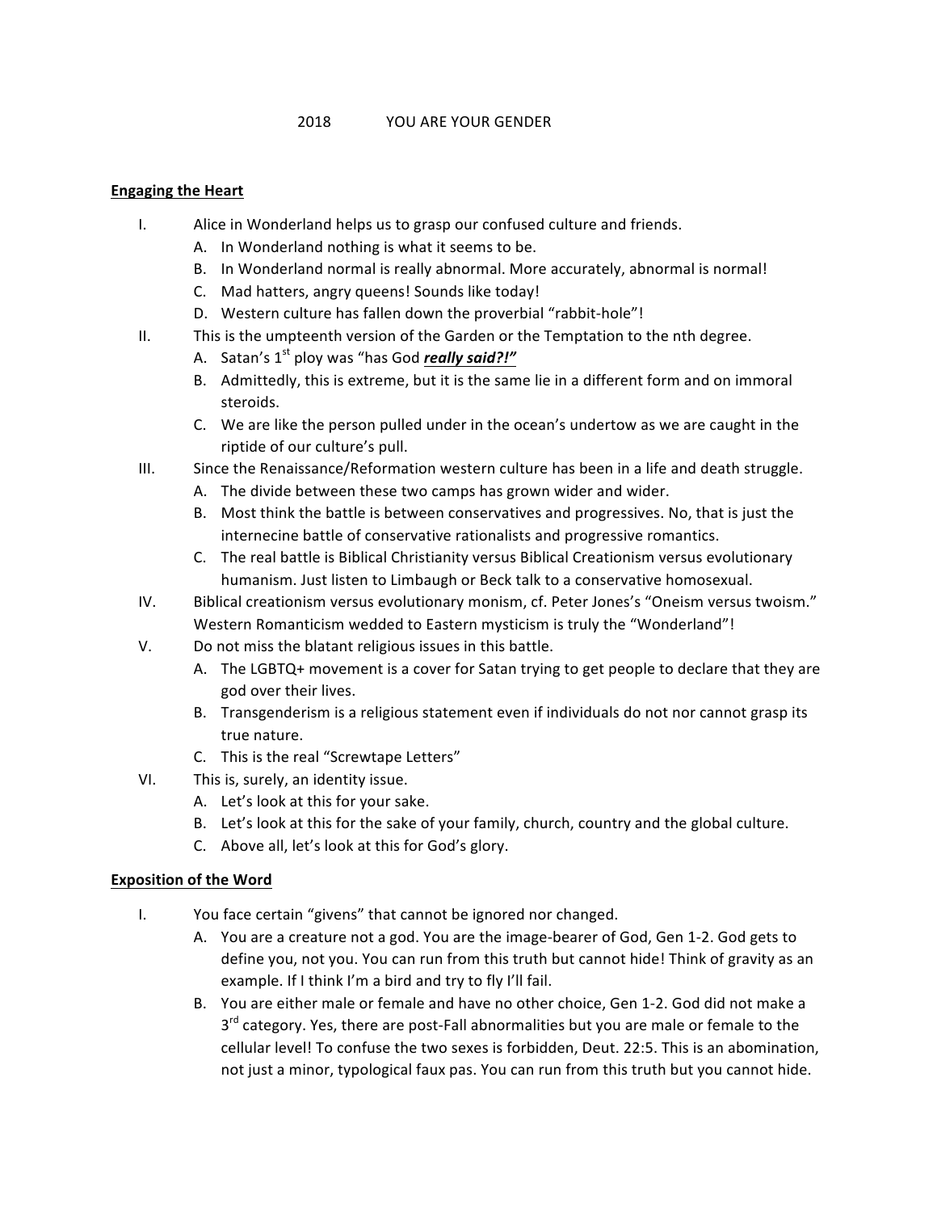# 2018 YOU ARE YOUR GENDER

## Engaging the Heart

I. Alice in Wonderland helps us to grasp our confused culture and friends.
   - A. In Wonderland nothing is what it seems to be.
   - B. In Wonderland normal is really abnormal. More accurately, abnormal is normal!
   - C. Mad hatters, angry queens! Sounds like today!
   - D. Western culture has fallen down the proverbial "rabbit-hole"!

II. This is the umpteenth version of the Garden or the Temptation to the nth degree.
   - A. Satan's 1st ploy was "has God ***really said?!"***
   - B. Admittedly, this is extreme, but it is the same lie in a different form and on immoral steroids.
   - C. We are like the person pulled under in the ocean's undertow as we are caught in the riptide of our culture's pull.

III. Since the Renaissance/Reformation western culture has been in a life and death struggle.
   - A. The divide between these two camps has grown wider and wider.
   - B. Most think the battle is between conservatives and progressives. No, that is just the internecine battle of conservative rationalists and progressive romantics.
   - C. The real battle is Biblical Christianity versus Biblical Creationism versus evolutionary humanism. Just listen to Limbaugh or Beck talk to a conservative homosexual.

IV. Biblical creationism versus evolutionary monism, cf. Peter Jones's "Oneism versus twoism." Western Romanticism wedded to Eastern mysticism is truly the "Wonderland"!

V. Do not miss the blatant religious issues in this battle.
   - A. The LGBTQ+ movement is a cover for Satan trying to get people to declare that they are god over their lives.
   - B. Transgenderism is a religious statement even if individuals do not nor cannot grasp its true nature.
   - C. This is the real "Screwtape Letters"

VI. This is, surely, an identity issue.
   - A. Let's look at this for your sake.
   - B. Let's look at this for the sake of your family, church, country and the global culture.
   - C. Above all, let's look at this for God's glory.

## Exposition of the Word

I. You face certain "givens" that cannot be ignored nor changed.
   - A. You are a creature not a god. You are the image-bearer of God, Gen 1-2. God gets to define you, not you. You can run from this truth but cannot hide! Think of gravity as an example. If I think I'm a bird and try to fly I'll fail.
   - B. You are either male or female and have no other choice, Gen 1-2. God did not make a 3rd category. Yes, there are post-Fall abnormalities but you are male or female to the cellular level! To confuse the two sexes is forbidden, Deut. 22:5. This is an abomination, not just a minor, typological faux pas. You can run from this truth but you cannot hide.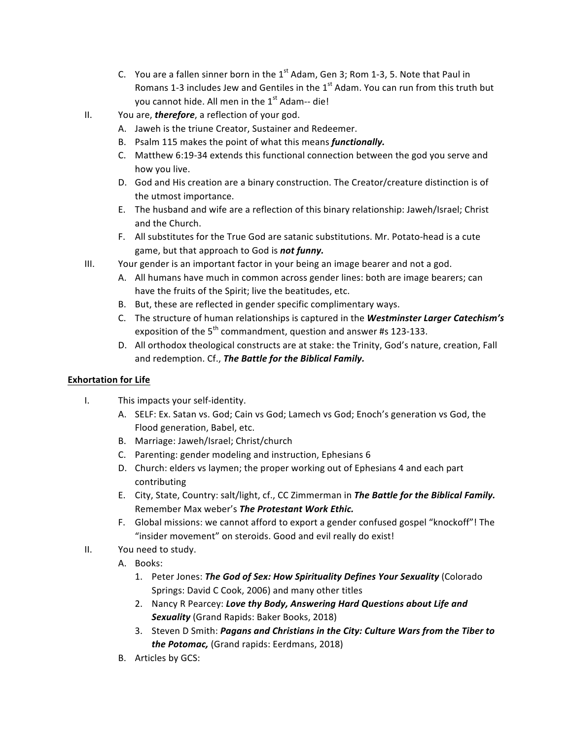C. You are a fallen sinner born in the 1st Adam, Gen 3; Rom 1-3, 5. Note that Paul in Romans 1-3 includes Jew and Gentiles in the 1st Adam. You can run from this truth but you cannot hide. All men in the 1st Adam-- die!

II. You are, ***therefore***, a reflection of your god.
   A. Jaweh is the triune Creator, Sustainer and Redeemer.
   B. Psalm 115 makes the point of what this means ***functionally.***
   C. Matthew 6:19-34 extends this functional connection between the god you serve and how you live.
   D. God and His creation are a binary construction. The Creator/creature distinction is of the utmost importance.
   E. The husband and wife are a reflection of this binary relationship: Jaweh/Israel; Christ and the Church.
   F. All substitutes for the True God are satanic substitutions. Mr. Potato-head is a cute game, but that approach to God is ***not funny.***

III. Your gender is an important factor in your being an image bearer and not a god.
   A. All humans have much in common across gender lines: both are image bearers; can have the fruits of the Spirit; live the beatitudes, etc.
   B. But, these are reflected in gender specific complimentary ways.
   C. The structure of human relationships is captured in the ***Westminster Larger Catechism's*** exposition of the 5th commandment, question and answer #s 123-133.
   D. All orthodox theological constructs are at stake: the Trinity, God's nature, creation, Fall and redemption. Cf., ***The Battle for the Biblical Family.***

**Exhortation for Life**

I. This impacts your self-identity.
   A. SELF: Ex. Satan vs. God; Cain vs God; Lamech vs God; Enoch's generation vs God, the Flood generation, Babel, etc.
   B. Marriage: Jaweh/Israel; Christ/church
   C. Parenting: gender modeling and instruction, Ephesians 6
   D. Church: elders vs laymen; the proper working out of Ephesians 4 and each part contributing
   E. City, State, Country: salt/light, cf., CC Zimmerman in ***The Battle for the Biblical Family.*** Remember Max weber's ***The Protestant Work Ethic.***
   F. Global missions: we cannot afford to export a gender confused gospel "knockoff"! The "insider movement" on steroids. Good and evil really do exist!

II. You need to study.
   A. Books:
      1. Peter Jones: ***The God of Sex: How Spirituality Defines Your Sexuality*** (Colorado Springs: David C Cook, 2006) and many other titles
      2. Nancy R Pearcey: ***Love thy Body, Answering Hard Questions about Life and Sexuality*** (Grand Rapids: Baker Books, 2018)
      3. Steven D Smith: ***Pagans and Christians in the City: Culture Wars from the Tiber to the Potomac,*** (Grand rapids: Eerdmans, 2018)
   B. Articles by GCS: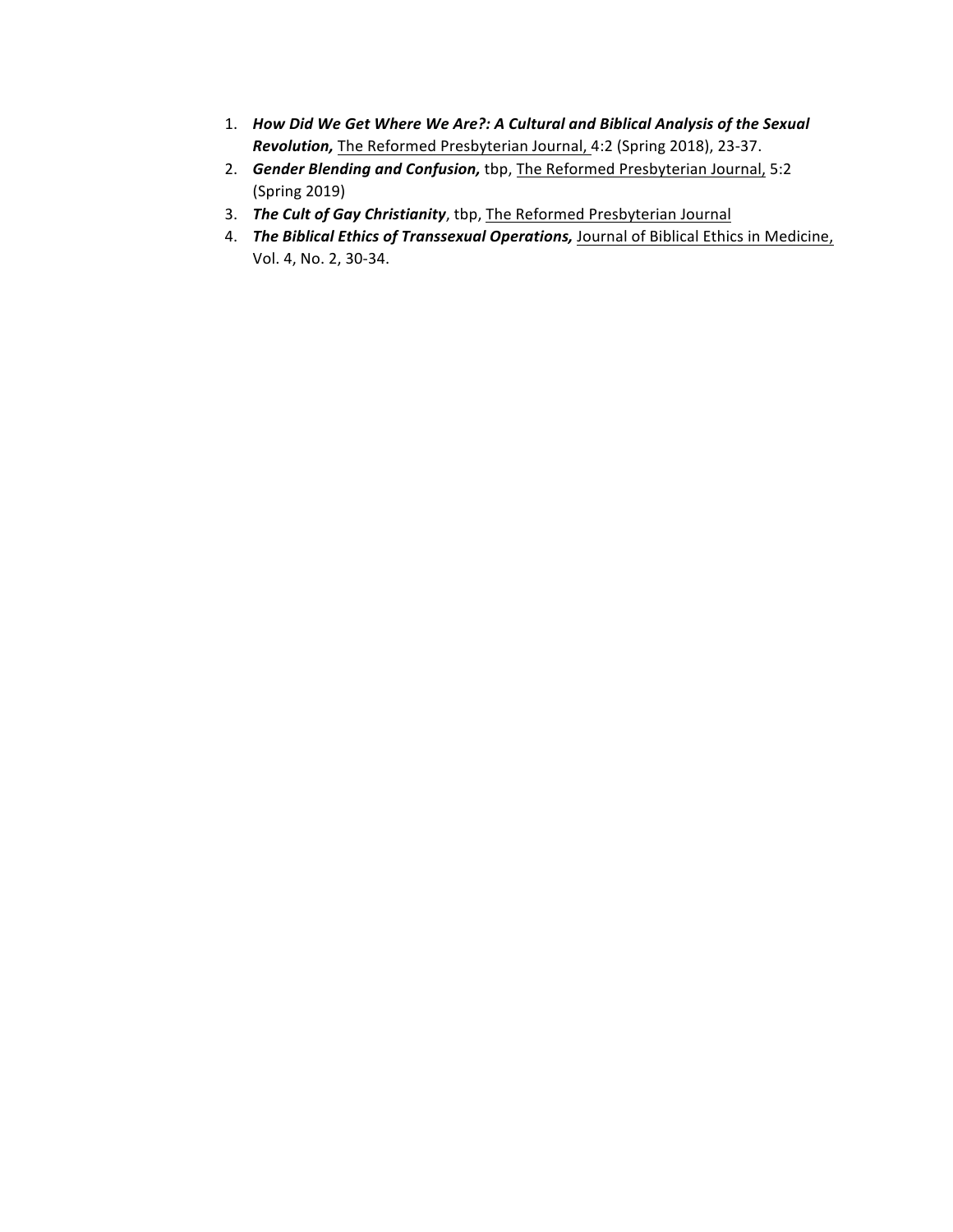1. ***How Did We Get Where We Are?: A Cultural and Biblical Analysis of the Sexual Revolution,*** The Reformed Presbyterian Journal, 4:2 (Spring 2018), 23-37.
2. ***Gender Blending and Confusion,*** tbp, The Reformed Presbyterian Journal, 5:2 (Spring 2019)
3. ***The Cult of Gay Christianity***, tbp, The Reformed Presbyterian Journal
4. ***The Biblical Ethics of Transsexual Operations,*** Journal of Biblical Ethics in Medicine, Vol. 4, No. 2, 30-34.